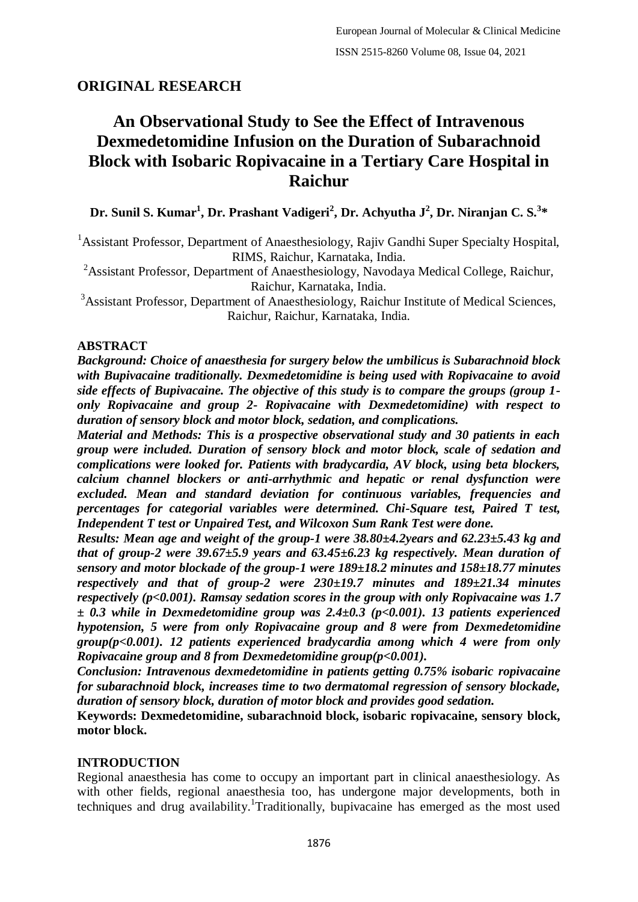## ORIGINAL RESEARCH

# An Observational Study to See the Effect of Intravenous Dexmedetomidine Infusion on the Duration of Subarachnoid Block with Isobaric Ropivacaine in a Tertiary Care Hospital in Raichur

**Dr. Sunil S. Kumar[1], Dr. Prashant Vadigeri[2], Dr. Achyutha J[2], Dr. Niranjan C. S.[3]***

[1]Assistant Professor, Department of Anaesthesiology, Rajiv Gandhi Super Specialty Hospital, RIMS, Raichur, Karnataka, India.
[2]Assistant Professor, Department of Anaesthesiology, Navodaya Medical College, Raichur, Raichur, Karnataka, India.
[3]Assistant Professor, Department of Anaesthesiology, Raichur Institute of Medical Sciences, Raichur, Raichur, Karnataka, India.

### ABSTRACT

***Background:** Choice of anaesthesia for surgery below the umbilicus is Subarachnoid block with Bupivacaine traditionally. Dexmedetomidine is being used with Ropivacaine to avoid side effects of Bupivacaine. The objective of this study is to compare the groups (group 1- only Ropivacaine and group 2- Ropivacaine with Dexmedetomidine) with respect to duration of sensory block and motor block, sedation, and complications.*

***Material and Methods:** This is a prospective observational study and 30 patients in each group were included. Duration of sensory block and motor block, scale of sedation and complications were looked for. Patients with bradycardia, AV block, using beta blockers, calcium channel blockers or anti-arrhythmic and hepatic or renal dysfunction were excluded. Mean and standard deviation for continuous variables, frequencies and percentages for categorial variables were determined. Chi-Square test, Paired T test, Independent T test or Unpaired Test, and Wilcoxon Sum Rank Test were done.*

***Results:** Mean age and weight of the group-1 were 38.80±4.2years and 62.23±5.43 kg and that of group-2 were 39.67±5.9 years and 63.45±6.23 kg respectively. Mean duration of sensory and motor blockade of the group-1 were 189±18.2 minutes and 158±18.77 minutes respectively and that of group-2 were 230±19.7 minutes and 189±21.34 minutes respectively (p<0.001). Ramsay sedation scores in the group with only Ropivacaine was 1.7 ± 0.3 while in Dexmedetomidine group was 2.4±0.3 (p<0.001). 13 patients experienced hypotension, 5 were from only Ropivacaine group and 8 were from Dexmedetomidine group(p<0.001). 12 patients experienced bradycardia among which 4 were from only Ropivacaine group and 8 from Dexmedetomidine group(p<0.001).*

***Conclusion:** Intravenous dexmedetomidine in patients getting 0.75% isobaric ropivacaine for subarachnoid block, increases time to two dermatomal regression of sensory blockade, duration of sensory block, duration of motor block and provides good sedation.*

**Keywords: Dexmedetomidine, subarachnoid block, isobaric ropivacaine, sensory block, motor block.**

### INTRODUCTION

Regional anaesthesia has come to occupy an important part in clinical anaesthesiology. As with other fields, regional anaesthesia too, has undergone major developments, both in techniques and drug availability.[1]Traditionally, bupivacaine has emerged as the most used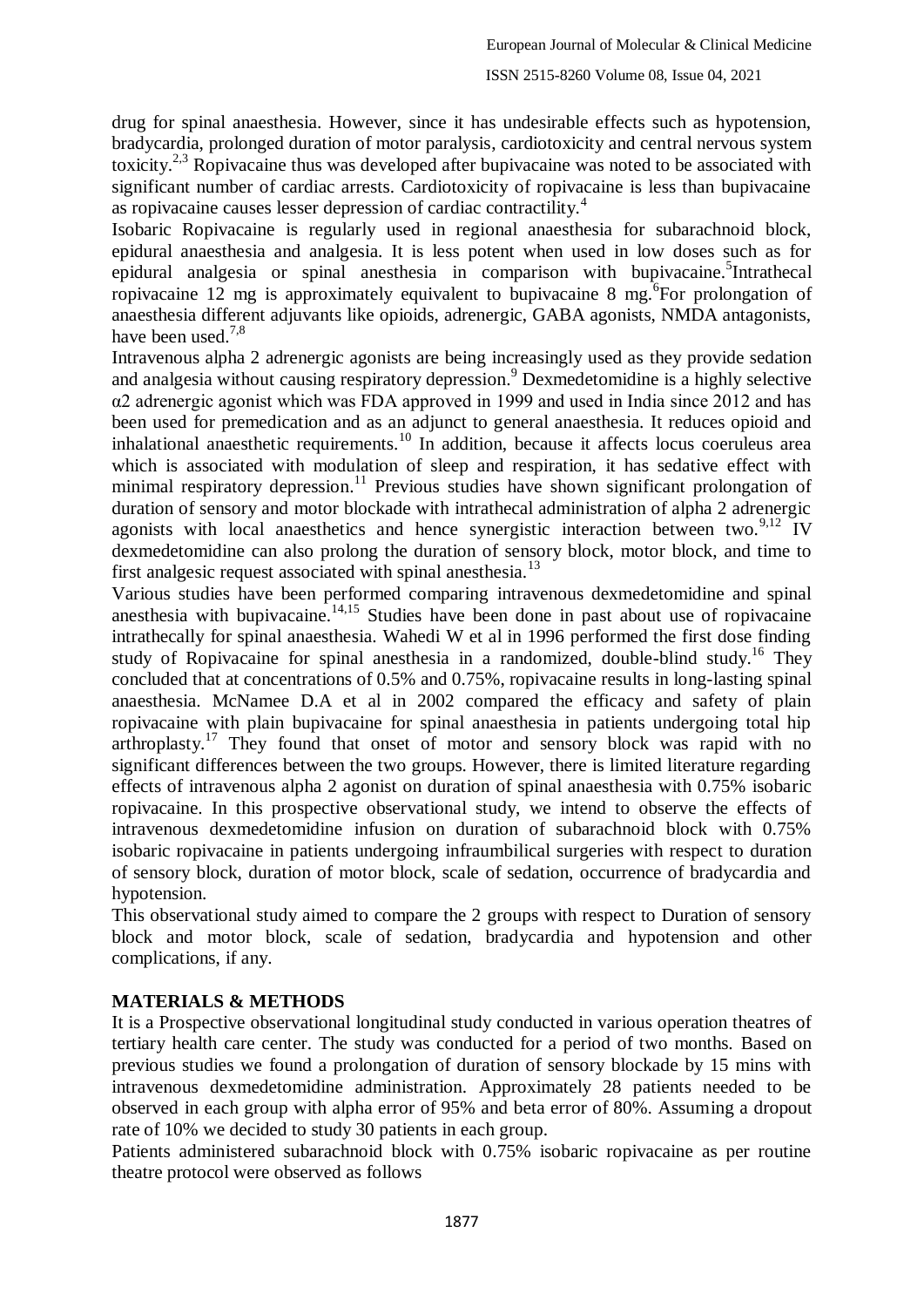drug for spinal anaesthesia. However, since it has undesirable effects such as hypotension, bradycardia, prolonged duration of motor paralysis, cardiotoxicity and central nervous system toxicity.[2,3] Ropivacaine thus was developed after bupivacaine was noted to be associated with significant number of cardiac arrests. Cardiotoxicity of ropivacaine is less than bupivacaine as ropivacaine causes lesser depression of cardiac contractility.[4]

Isobaric Ropivacaine is regularly used in regional anaesthesia for subarachnoid block, epidural anaesthesia and analgesia. It is less potent when used in low doses such as for epidural analgesia or spinal anesthesia in comparison with bupivacaine.[5]Intrathecal ropivacaine 12 mg is approximately equivalent to bupivacaine 8 mg.[6]For prolongation of anaesthesia different adjuvants like opioids, adrenergic, GABA agonists, NMDA antagonists, have been used.[7,8]

Intravenous alpha 2 adrenergic agonists are being increasingly used as they provide sedation and analgesia without causing respiratory depression.[9] Dexmedetomidine is a highly selective α2 adrenergic agonist which was FDA approved in 1999 and used in India since 2012 and has been used for premedication and as an adjunct to general anaesthesia. It reduces opioid and inhalational anaesthetic requirements.[10] In addition, because it affects locus coeruleus area which is associated with modulation of sleep and respiration, it has sedative effect with minimal respiratory depression.[11] Previous studies have shown significant prolongation of duration of sensory and motor blockade with intrathecal administration of alpha 2 adrenergic agonists with local anaesthetics and hence synergistic interaction between two.[9,12] IV dexmedetomidine can also prolong the duration of sensory block, motor block, and time to first analgesic request associated with spinal anesthesia.[13]

Various studies have been performed comparing intravenous dexmedetomidine and spinal anesthesia with bupivacaine.[14,15] Studies have been done in past about use of ropivacaine intrathecally for spinal anaesthesia. Wahedi W et al in 1996 performed the first dose finding study of Ropivacaine for spinal anesthesia in a randomized, double-blind study.[16] They concluded that at concentrations of 0.5% and 0.75%, ropivacaine results in long-lasting spinal anaesthesia. McNamee D.A et al in 2002 compared the efficacy and safety of plain ropivacaine with plain bupivacaine for spinal anaesthesia in patients undergoing total hip arthroplasty.[17] They found that onset of motor and sensory block was rapid with no significant differences between the two groups. However, there is limited literature regarding effects of intravenous alpha 2 agonist on duration of spinal anaesthesia with 0.75% isobaric ropivacaine. In this prospective observational study, we intend to observe the effects of intravenous dexmedetomidine infusion on duration of subarachnoid block with 0.75% isobaric ropivacaine in patients undergoing infraumbilical surgeries with respect to duration of sensory block, duration of motor block, scale of sedation, occurrence of bradycardia and hypotension.

This observational study aimed to compare the 2 groups with respect to Duration of sensory block and motor block, scale of sedation, bradycardia and hypotension and other complications, if any.

## MATERIALS & METHODS

It is a Prospective observational longitudinal study conducted in various operation theatres of tertiary health care center. The study was conducted for a period of two months. Based on previous studies we found a prolongation of duration of sensory blockade by 15 mins with intravenous dexmedetomidine administration. Approximately 28 patients needed to be observed in each group with alpha error of 95% and beta error of 80%. Assuming a dropout rate of 10% we decided to study 30 patients in each group.

Patients administered subarachnoid block with 0.75% isobaric ropivacaine as per routine theatre protocol were observed as follows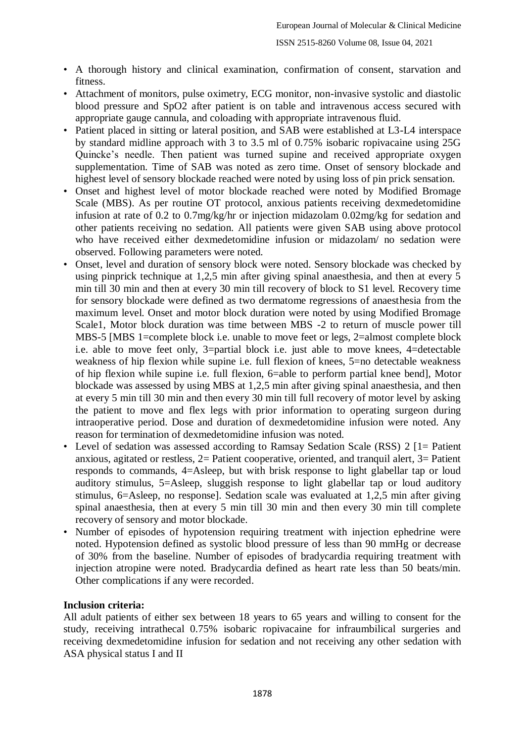- A thorough history and clinical examination, confirmation of consent, starvation and fitness.
- Attachment of monitors, pulse oximetry, ECG monitor, non-invasive systolic and diastolic blood pressure and $SpO_2$ after patient is on table and intravenous access secured with appropriate gauge cannula, and coloading with appropriate intravenous fluid.
- Patient placed in sitting or lateral position, and SAB were established at L3-L4 interspace by standard midline approach with 3 to 3.5 ml of 0.75% isobaric ropivacaine using 25G Quincke's needle. Then patient was turned supine and received appropriate oxygen supplementation. Time of SAB was noted as zero time. Onset of sensory blockade and highest level of sensory blockade reached were noted by using loss of pin prick sensation.
- Onset and highest level of motor blockade reached were noted by Modified Bromage Scale (MBS). As per routine OT protocol, anxious patients receiving dexmedetomidine infusion at rate of 0.2 to 0.7mg/kg/hr or injection midazolam 0.02mg/kg for sedation and other patients receiving no sedation. All patients were given SAB using above protocol who have received either dexmedetomidine infusion or midazolam/ no sedation were observed. Following parameters were noted.
- Onset, level and duration of sensory block were noted. Sensory blockade was checked by using pinprick technique at 1,2,5 min after giving spinal anaesthesia, and then at every 5 min till 30 min and then at every 30 min till recovery of block to S1 level. Recovery time for sensory blockade were defined as two dermatome regressions of anaesthesia from the maximum level. Onset and motor block duration were noted by using Modified Bromage Scale1, Motor block duration was time between MBS -2 to return of muscle power till MBS-5 [MBS 1=complete block i.e. unable to move feet or legs, 2=almost complete block i.e. able to move feet only, 3=partial block i.e. just able to move knees, 4=detectable weakness of hip flexion while supine i.e. full flexion of knees, 5=no detectable weakness of hip flexion while supine i.e. full flexion, 6=able to perform partial knee bend], Motor blockade was assessed by using MBS at 1,2,5 min after giving spinal anaesthesia, and then at every 5 min till 30 min and then every 30 min till full recovery of motor level by asking the patient to move and flex legs with prior information to operating surgeon during intraoperative period. Dose and duration of dexmedetomidine infusion were noted. Any reason for termination of dexmedetomidine infusion was noted.
- Level of sedation was assessed according to Ramsay Sedation Scale (RSS) 2 [1= Patient anxious, agitated or restless, 2= Patient cooperative, oriented, and tranquil alert, 3= Patient responds to commands, 4=Asleep, but with brisk response to light glabellar tap or loud auditory stimulus, 5=Asleep, sluggish response to light glabellar tap or loud auditory stimulus, 6=Asleep, no response]. Sedation scale was evaluated at 1,2,5 min after giving spinal anaesthesia, then at every 5 min till 30 min and then every 30 min till complete recovery of sensory and motor blockade.
- Number of episodes of hypotension requiring treatment with injection ephedrine were noted. Hypotension defined as systolic blood pressure of less than 90 mmHg or decrease of 30% from the baseline. Number of episodes of bradycardia requiring treatment with injection atropine were noted. Bradycardia defined as heart rate less than 50 beats/min. Other complications if any were recorded.

**Inclusion criteria:**

All adult patients of either sex between 18 years to 65 years and willing to consent for the study, receiving intrathecal 0.75% isobaric ropivacaine for infraumbilical surgeries and receiving dexmedetomidine infusion for sedation and not receiving any other sedation with ASA physical status I and II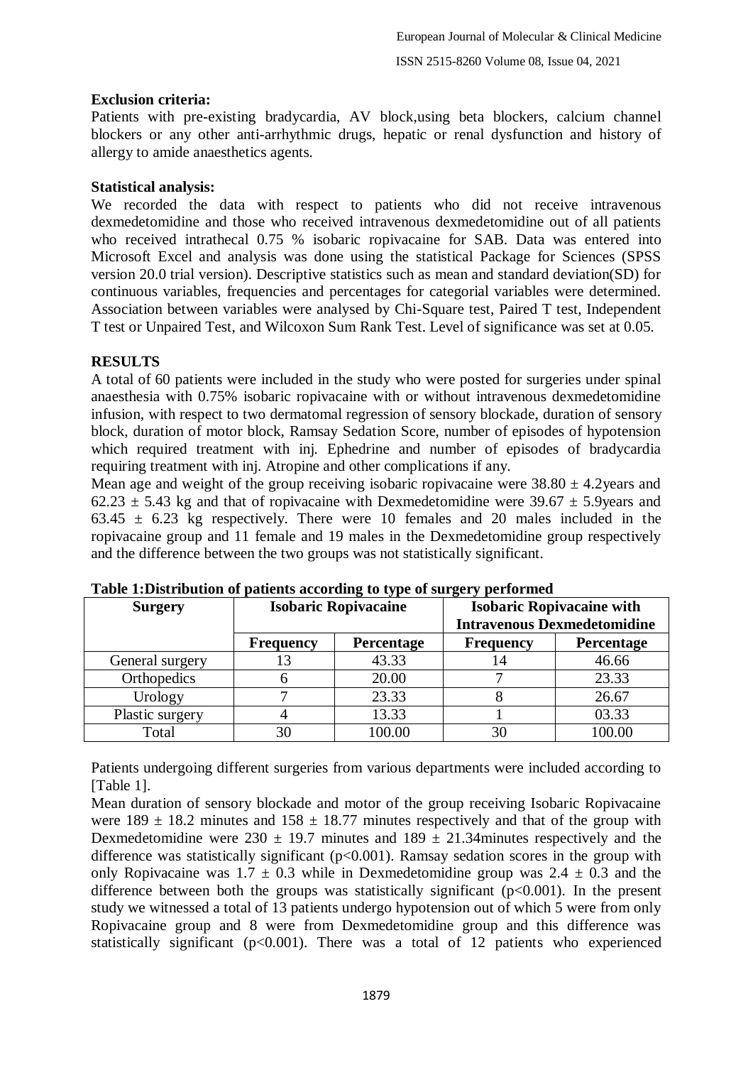**Exclusion criteria:**
Patients with pre-existing bradycardia, AV block,using beta blockers, calcium channel blockers or any other anti-arrhythmic drugs, hepatic or renal dysfunction and history of allergy to amide anaesthetics agents.

**Statistical analysis:**
We recorded the data with respect to patients who did not receive intravenous dexmedetomidine and those who received intravenous dexmedetomidine out of all patients who received intrathecal 0.75 % isobaric ropivacaine for SAB. Data was entered into Microsoft Excel and analysis was done using the statistical Package for Sciences (SPSS version 20.0 trial version). Descriptive statistics such as mean and standard deviation(SD) for continuous variables, frequencies and percentages for categorial variables were determined. Association between variables were analysed by Chi-Square test, Paired T test, Independent T test or Unpaired Test, and Wilcoxon Sum Rank Test. Level of significance was set at 0.05.

## RESULTS

A total of 60 patients were included in the study who were posted for surgeries under spinal anaesthesia with 0.75% isobaric ropivacaine with or without intravenous dexmedetomidine infusion, with respect to two dermatomal regression of sensory blockade, duration of sensory block, duration of motor block, Ramsay Sedation Score, number of episodes of hypotension which required treatment with inj. Ephedrine and number of episodes of bradycardia requiring treatment with inj. Atropine and other complications if any.

Mean age and weight of the group receiving isobaric ropivacaine were 38.80 ± 4.2years and 62.23 ± 5.43 kg and that of ropivacaine with Dexmedetomidine were 39.67 ± 5.9years and 63.45 ± 6.23 kg respectively. There were 10 females and 20 males included in the ropivacaine group and 11 female and 19 males in the Dexmedetomidine group respectively and the difference between the two groups was not statistically significant.

**Table 1:Distribution of patients according to type of surgery performed**

| Surgery | Isobaric Ropivacaine | | Isobaric Ropivacaine with Intravenous Dexmedetomidine | |
|---|---|---|---|---|
| | Frequency | Percentage | Frequency | Percentage |
| General surgery | 13 | 43.33 | 14 | 46.66 |
| Orthopedics | 6 | 20.00 | 7 | 23.33 |
| Urology | 7 | 23.33 | 8 | 26.67 |
| Plastic surgery | 4 | 13.33 | 1 | 03.33 |
| Total | 30 | 100.00 | 30 | 100.00 |

Patients undergoing different surgeries from various departments were included according to [Table 1].

Mean duration of sensory blockade and motor of the group receiving Isobaric Ropivacaine were 189 ± 18.2 minutes and 158 ± 18.77 minutes respectively and that of the group with Dexmedetomidine were 230 ± 19.7 minutes and 189 ± 21.34minutes respectively and the difference was statistically significant ($p<0.001$). Ramsay sedation scores in the group with only Ropivacaine was 1.7 ± 0.3 while in Dexmedetomidine group was 2.4 ± 0.3 and the difference between both the groups was statistically significant ($p<0.001$). In the present study we witnessed a total of 13 patients undergo hypotension out of which 5 were from only Ropivacaine group and 8 were from Dexmedetomidine group and this difference was statistically significant ($p<0.001$). There was a total of 12 patients who experienced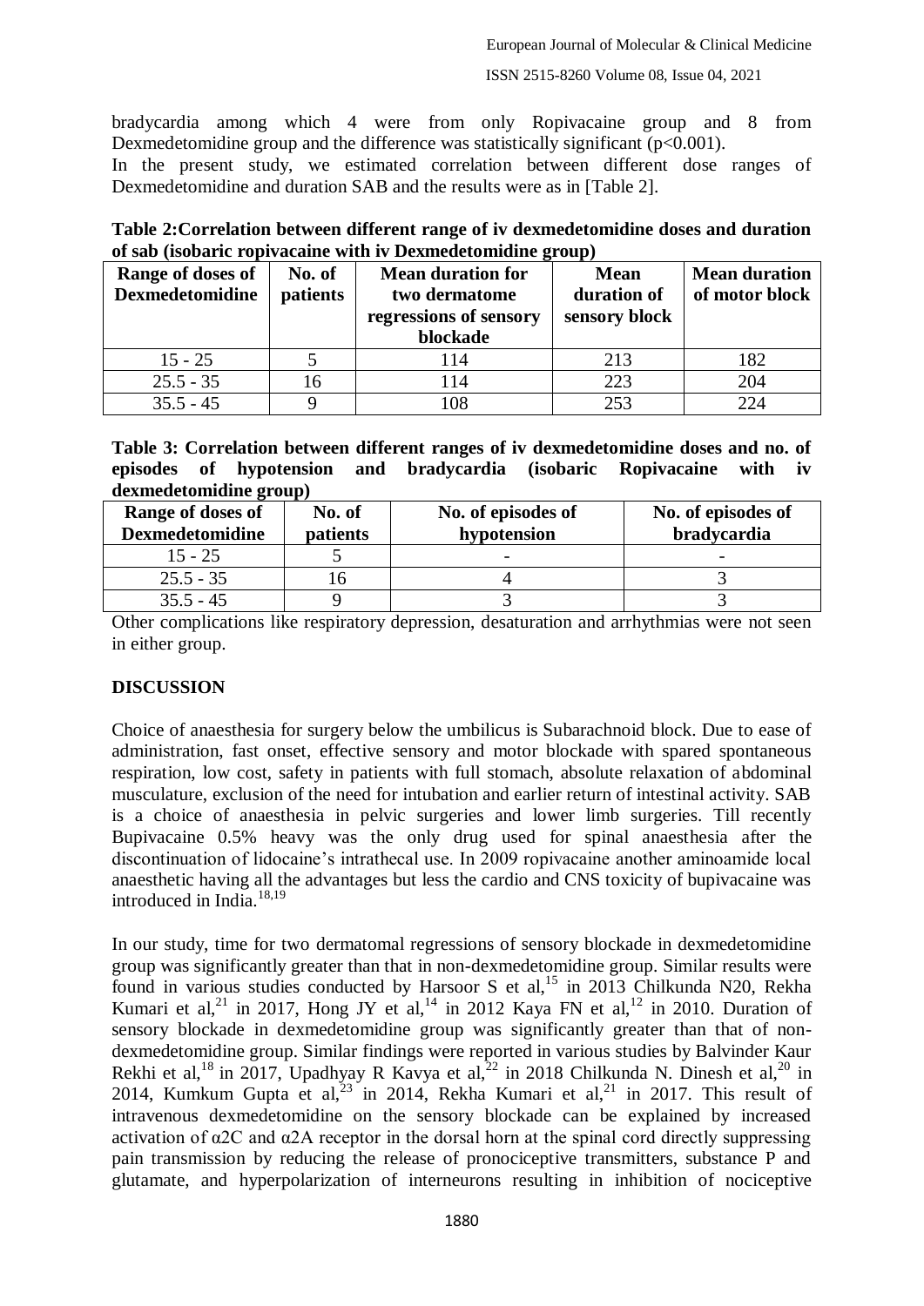bradycardia among which 4 were from only Ropivacaine group and 8 from Dexmedetomidine group and the difference was statistically significant ($p<0.001$).

In the present study, we estimated correlation between different dose ranges of Dexmedetomidine and duration SAB and the results were as in [Table 2].

**Table 2:Correlation between different range of iv dexmedetomidine doses and duration of sab (isobaric ropivacaine with iv Dexmedetomidine group)**

| Range of doses of Dexmedetomidine | No. of patients | Mean duration for two dermatome regressions of sensory blockade | Mean duration of sensory block | Mean duration of motor block |
|---|---|---|---|---|
| 15 - 25 | 5 | 114 | 213 | 182 |
| 25.5 - 35 | 16 | 114 | 223 | 204 |
| 35.5 - 45 | 9 | 108 | 253 | 224 |

**Table 3: Correlation between different ranges of iv dexmedetomidine doses and no. of episodes of hypotension and bradycardia (isobaric Ropivacaine with iv dexmedetomidine group)**

| Range of doses of Dexmedetomidine | No. of patients | No. of episodes of hypotension | No. of episodes of bradycardia |
|---|---|---|---|
| 15 - 25 | 5 | - | - |
| 25.5 - 35 | 16 | 4 | 3 |
| 35.5 - 45 | 9 | 3 | 3 |

Other complications like respiratory depression, desaturation and arrhythmias were not seen in either group.

## DISCUSSION

Choice of anaesthesia for surgery below the umbilicus is Subarachnoid block. Due to ease of administration, fast onset, effective sensory and motor blockade with spared spontaneous respiration, low cost, safety in patients with full stomach, absolute relaxation of abdominal musculature, exclusion of the need for intubation and earlier return of intestinal activity. SAB is a choice of anaesthesia in pelvic surgeries and lower limb surgeries. Till recently Bupivacaine 0.5% heavy was the only drug used for spinal anaesthesia after the discontinuation of lidocaine's intrathecal use. In 2009 ropivacaine another aminoamide local anaesthetic having all the advantages but less the cardio and CNS toxicity of bupivacaine was introduced in India.[18,19]

In our study, time for two dermatomal regressions of sensory blockade in dexmedetomidine group was significantly greater than that in non-dexmedetomidine group. Similar results were found in various studies conducted by Harsoor S et al,[15] in 2013 Chilkunda N20, Rekha Kumari et al,[21] in 2017, Hong JY et al,[14] in 2012 Kaya FN et al,[12] in 2010. Duration of sensory blockade in dexmedetomidine group was significantly greater than that of non-dexmedetomidine group. Similar findings were reported in various studies by Balvinder Kaur Rekhi et al,[18] in 2017, Upadhyay R Kavya et al,[22] in 2018 Chilkunda N. Dinesh et al,[20] in 2014, Kumkum Gupta et al,[23] in 2014, Rekha Kumari et al,[21] in 2017. This result of intravenous dexmedetomidine on the sensory blockade can be explained by increased activation of $\alpha 2C$ and $\alpha 2A$ receptor in the dorsal horn at the spinal cord directly suppressing pain transmission by reducing the release of pronociceptive transmitters, substance P and glutamate, and hyperpolarization of interneurons resulting in inhibition of nociceptive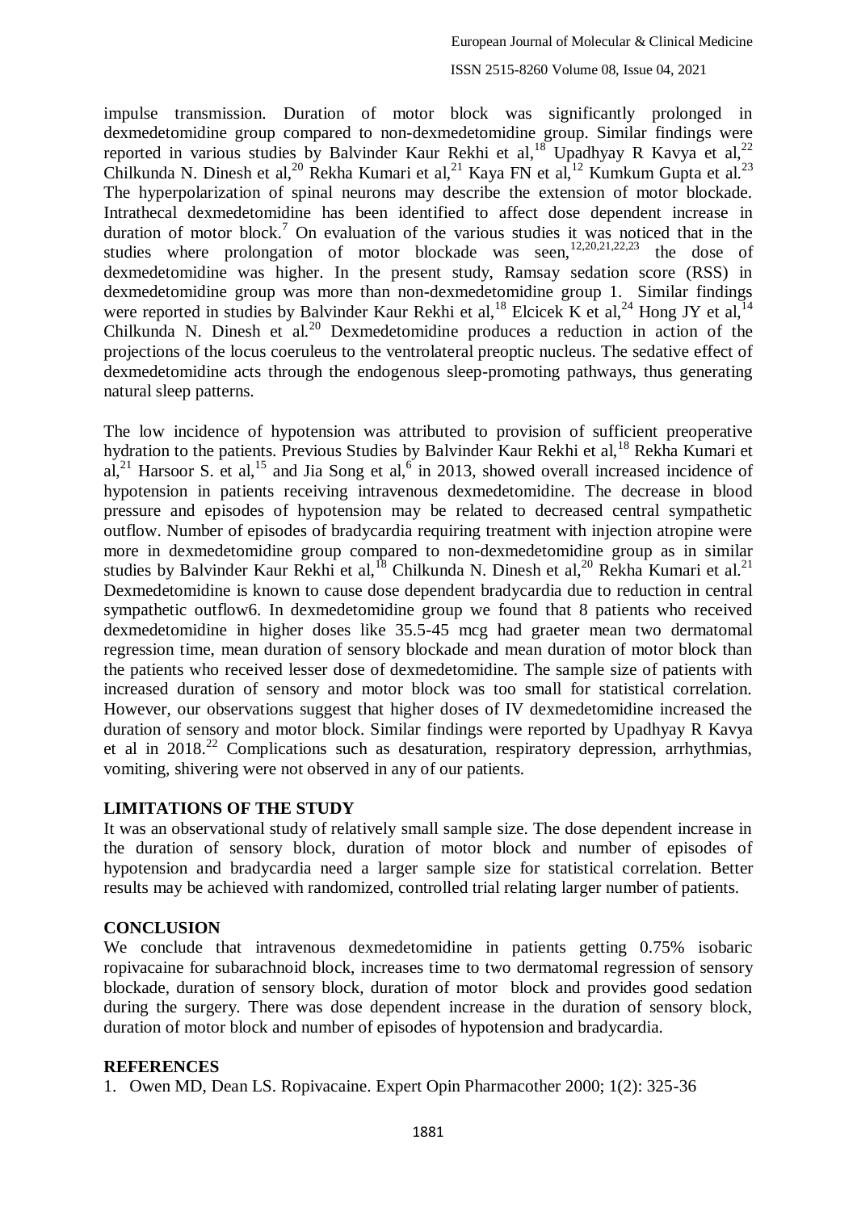impulse transmission. Duration of motor block was significantly prolonged in dexmedetomidine group compared to non-dexmedetomidine group. Similar findings were reported in various studies by Balvinder Kaur Rekhi et al,[18] Upadhyay R Kavya et al,[22] Chilkunda N. Dinesh et al,[20] Rekha Kumari et al,[21] Kaya FN et al,[12] Kumkum Gupta et al.[23] The hyperpolarization of spinal neurons may describe the extension of motor blockade. Intrathecal dexmedetomidine has been identified to affect dose dependent increase in duration of motor block.[7] On evaluation of the various studies it was noticed that in the studies where prolongation of motor blockade was seen,[12,20,21,22,23] the dose of dexmedetomidine was higher. In the present study, Ramsay sedation score (RSS) in dexmedetomidine group was more than non-dexmedetomidine group 1. Similar findings were reported in studies by Balvinder Kaur Rekhi et al,[18] Elcicek K et al,[24] Hong JY et al,[14] Chilkunda N. Dinesh et al.[20] Dexmedetomidine produces a reduction in action of the projections of the locus coeruleus to the ventrolateral preoptic nucleus. The sedative effect of dexmedetomidine acts through the endogenous sleep-promoting pathways, thus generating natural sleep patterns.

The low incidence of hypotension was attributed to provision of sufficient preoperative hydration to the patients. Previous Studies by Balvinder Kaur Rekhi et al,[18] Rekha Kumari et al,[21] Harsoor S. et al,[15] and Jia Song et al,[6] in 2013, showed overall increased incidence of hypotension in patients receiving intravenous dexmedetomidine. The decrease in blood pressure and episodes of hypotension may be related to decreased central sympathetic outflow. Number of episodes of bradycardia requiring treatment with injection atropine were more in dexmedetomidine group compared to non-dexmedetomidine group as in similar studies by Balvinder Kaur Rekhi et al,[18] Chilkunda N. Dinesh et al,[20] Rekha Kumari et al.[21] Dexmedetomidine is known to cause dose dependent bradycardia due to reduction in central sympathetic outflow6. In dexmedetomidine group we found that 8 patients who received dexmedetomidine in higher doses like 35.5-45 mcg had graeter mean two dermatomal regression time, mean duration of sensory blockade and mean duration of motor block than the patients who received lesser dose of dexmedetomidine. The sample size of patients with increased duration of sensory and motor block was too small for statistical correlation. However, our observations suggest that higher doses of IV dexmedetomidine increased the duration of sensory and motor block. Similar findings were reported by Upadhyay R Kavya et al in 2018.[22] Complications such as desaturation, respiratory depression, arrhythmias, vomiting, shivering were not observed in any of our patients.

## LIMITATIONS OF THE STUDY

It was an observational study of relatively small sample size. The dose dependent increase in the duration of sensory block, duration of motor block and number of episodes of hypotension and bradycardia need a larger sample size for statistical correlation. Better results may be achieved with randomized, controlled trial relating larger number of patients.

## CONCLUSION

We conclude that intravenous dexmedetomidine in patients getting 0.75% isobaric ropivacaine for subarachnoid block, increases time to two dermatomal regression of sensory blockade, duration of sensory block, duration of motor block and provides good sedation during the surgery. There was dose dependent increase in the duration of sensory block, duration of motor block and number of episodes of hypotension and bradycardia.

## REFERENCES

1. Owen MD, Dean LS. Ropivacaine. Expert Opin Pharmacother 2000; 1(2): 325-36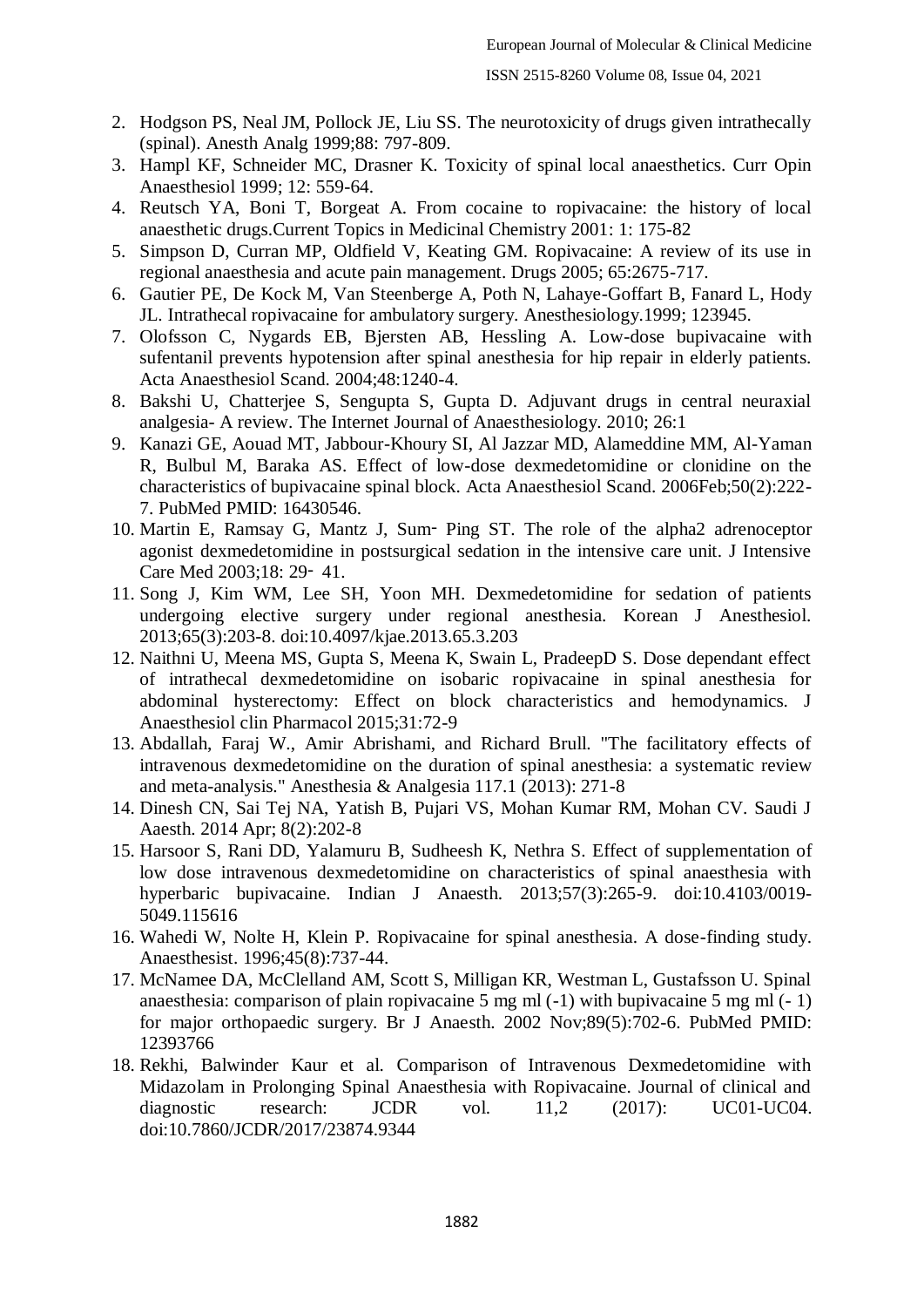2. Hodgson PS, Neal JM, Pollock JE, Liu SS. The neurotoxicity of drugs given intrathecally (spinal). Anesth Analg 1999;88: 797-809.
3. Hampl KF, Schneider MC, Drasner K. Toxicity of spinal local anaesthetics. Curr Opin Anaesthesiol 1999; 12: 559-64.
4. Reutsch YA, Boni T, Borgeat A. From cocaine to ropivacaine: the history of local anaesthetic drugs.Current Topics in Medicinal Chemistry 2001: 1: 175-82
5. Simpson D, Curran MP, Oldfield V, Keating GM. Ropivacaine: A review of its use in regional anaesthesia and acute pain management. Drugs 2005; 65:2675-717.
6. Gautier PE, De Kock M, Van Steenberge A, Poth N, Lahaye-Goffart B, Fanard L, Hody JL. Intrathecal ropivacaine for ambulatory surgery. Anesthesiology.1999; 123945.
7. Olofsson C, Nygards EB, Bjersten AB, Hessling A. Low-dose bupivacaine with sufentanil prevents hypotension after spinal anesthesia for hip repair in elderly patients. Acta Anaesthesiol Scand. 2004;48:1240-4.
8. Bakshi U, Chatterjee S, Sengupta S, Gupta D. Adjuvant drugs in central neuraxial analgesia- A review. The Internet Journal of Anaesthesiology. 2010; 26:1
9. Kanazi GE, Aouad MT, Jabbour-Khoury SI, Al Jazzar MD, Alameddine MM, Al-Yaman R, Bulbul M, Baraka AS. Effect of low-dose dexmedetomidine or clonidine on the characteristics of bupivacaine spinal block. Acta Anaesthesiol Scand. 2006Feb;50(2):222-7. PubMed PMID: 16430546.
10. Martin E, Ramsay G, Mantz J, Sum‑ Ping ST. The role of the alpha2 adrenoceptor agonist dexmedetomidine in postsurgical sedation in the intensive care unit. J Intensive Care Med 2003;18: 29‑ 41.
11. Song J, Kim WM, Lee SH, Yoon MH. Dexmedetomidine for sedation of patients undergoing elective surgery under regional anesthesia. Korean J Anesthesiol. 2013;65(3):203-8. doi:10.4097/kjae.2013.65.3.203
12. Naithni U, Meena MS, Gupta S, Meena K, Swain L, PradeepD S. Dose dependant effect of intrathecal dexmedetomidine on isobaric ropivacaine in spinal anesthesia for abdominal hysterectomy: Effect on block characteristics and hemodynamics. J Anaesthesiol clin Pharmacol 2015;31:72-9
13. Abdallah, Faraj W., Amir Abrishami, and Richard Brull. "The facilitatory effects of intravenous dexmedetomidine on the duration of spinal anesthesia: a systematic review and meta-analysis." Anesthesia & Analgesia 117.1 (2013): 271-8
14. Dinesh CN, Sai Tej NA, Yatish B, Pujari VS, Mohan Kumar RM, Mohan CV. Saudi J Aaesth. 2014 Apr; 8(2):202-8
15. Harsoor S, Rani DD, Yalamuru B, Sudheesh K, Nethra S. Effect of supplementation of low dose intravenous dexmedetomidine on characteristics of spinal anaesthesia with hyperbaric bupivacaine. Indian J Anaesth. 2013;57(3):265-9. doi:10.4103/0019-5049.115616
16. Wahedi W, Nolte H, Klein P. Ropivacaine for spinal anesthesia. A dose-finding study. Anaesthesist. 1996;45(8):737-44.
17. McNamee DA, McClelland AM, Scott S, Milligan KR, Westman L, Gustafsson U. Spinal anaesthesia: comparison of plain ropivacaine 5 mg ml (-1) with bupivacaine 5 mg ml (- 1) for major orthopaedic surgery. Br J Anaesth. 2002 Nov;89(5):702-6. PubMed PMID: 12393766
18. Rekhi, Balwinder Kaur et al. Comparison of Intravenous Dexmedetomidine with Midazolam in Prolonging Spinal Anaesthesia with Ropivacaine. Journal of clinical and diagnostic research: JCDR vol. 11,2 (2017): UC01-UC04. doi:10.7860/JCDR/2017/23874.9344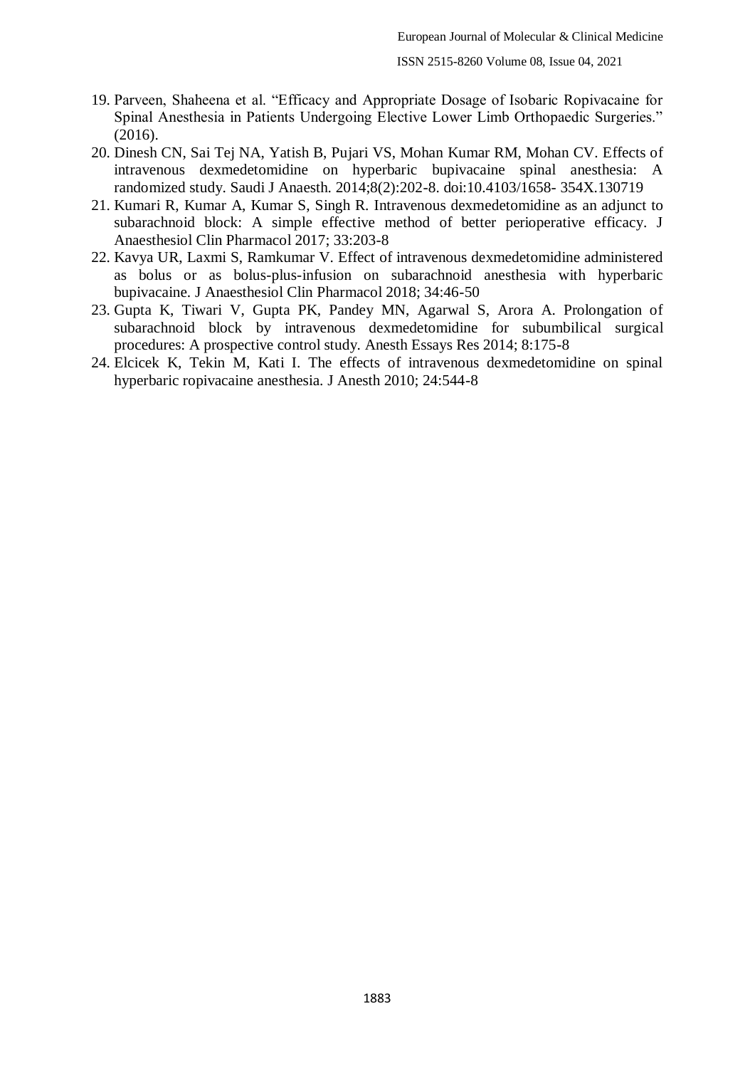19. Parveen, Shaheena et al. "Efficacy and Appropriate Dosage of Isobaric Ropivacaine for Spinal Anesthesia in Patients Undergoing Elective Lower Limb Orthopaedic Surgeries." (2016).
20. Dinesh CN, Sai Tej NA, Yatish B, Pujari VS, Mohan Kumar RM, Mohan CV. Effects of intravenous dexmedetomidine on hyperbaric bupivacaine spinal anesthesia: A randomized study. Saudi J Anaesth. 2014;8(2):202-8. doi:10.4103/1658- 354X.130719
21. Kumari R, Kumar A, Kumar S, Singh R. Intravenous dexmedetomidine as an adjunct to subarachnoid block: A simple effective method of better perioperative efficacy. J Anaesthesiol Clin Pharmacol 2017; 33:203-8
22. Kavya UR, Laxmi S, Ramkumar V. Effect of intravenous dexmedetomidine administered as bolus or as bolus-plus-infusion on subarachnoid anesthesia with hyperbaric bupivacaine. J Anaesthesiol Clin Pharmacol 2018; 34:46-50
23. Gupta K, Tiwari V, Gupta PK, Pandey MN, Agarwal S, Arora A. Prolongation of subarachnoid block by intravenous dexmedetomidine for subumbilical surgical procedures: A prospective control study. Anesth Essays Res 2014; 8:175-8
24. Elcicek K, Tekin M, Kati I. The effects of intravenous dexmedetomidine on spinal hyperbaric ropivacaine anesthesia. J Anesth 2010; 24:544-8